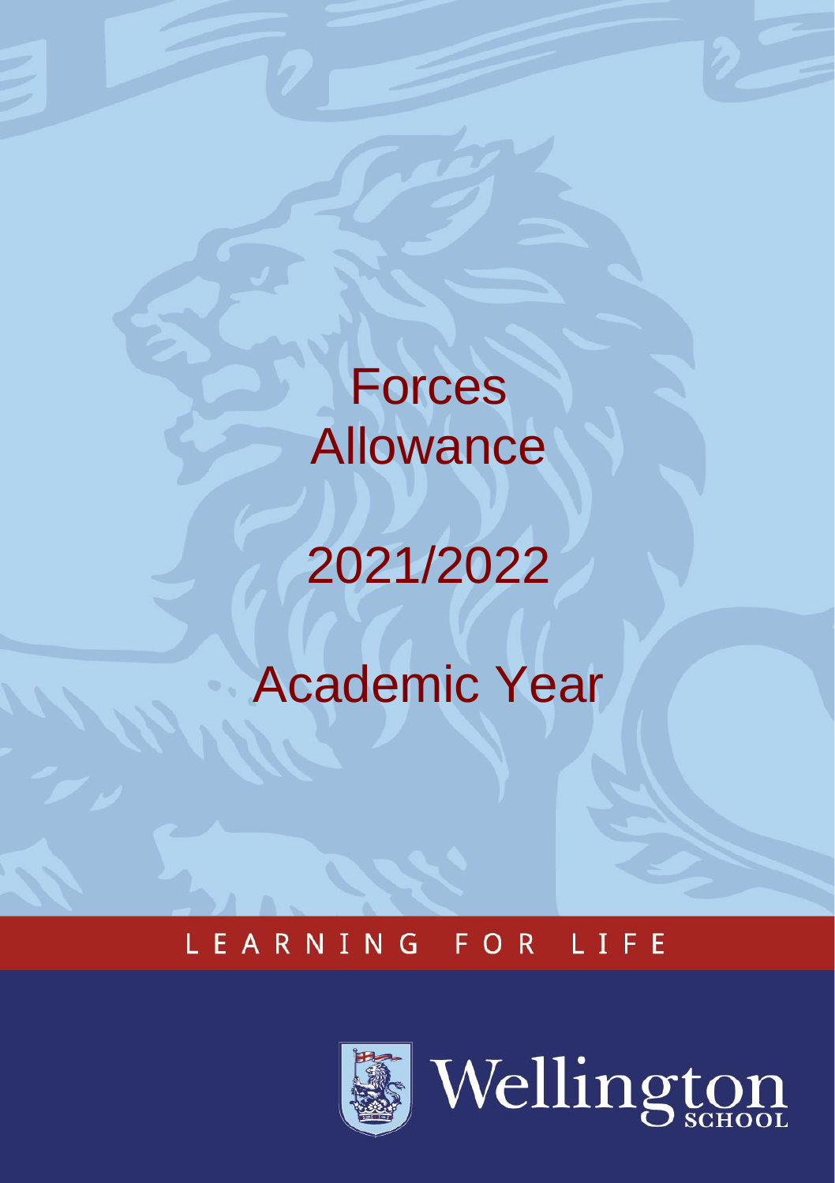# Forces Allowance

# 2021/2022

# Academic Year

LEARNING FOR LIFE

Wellington SCHOOL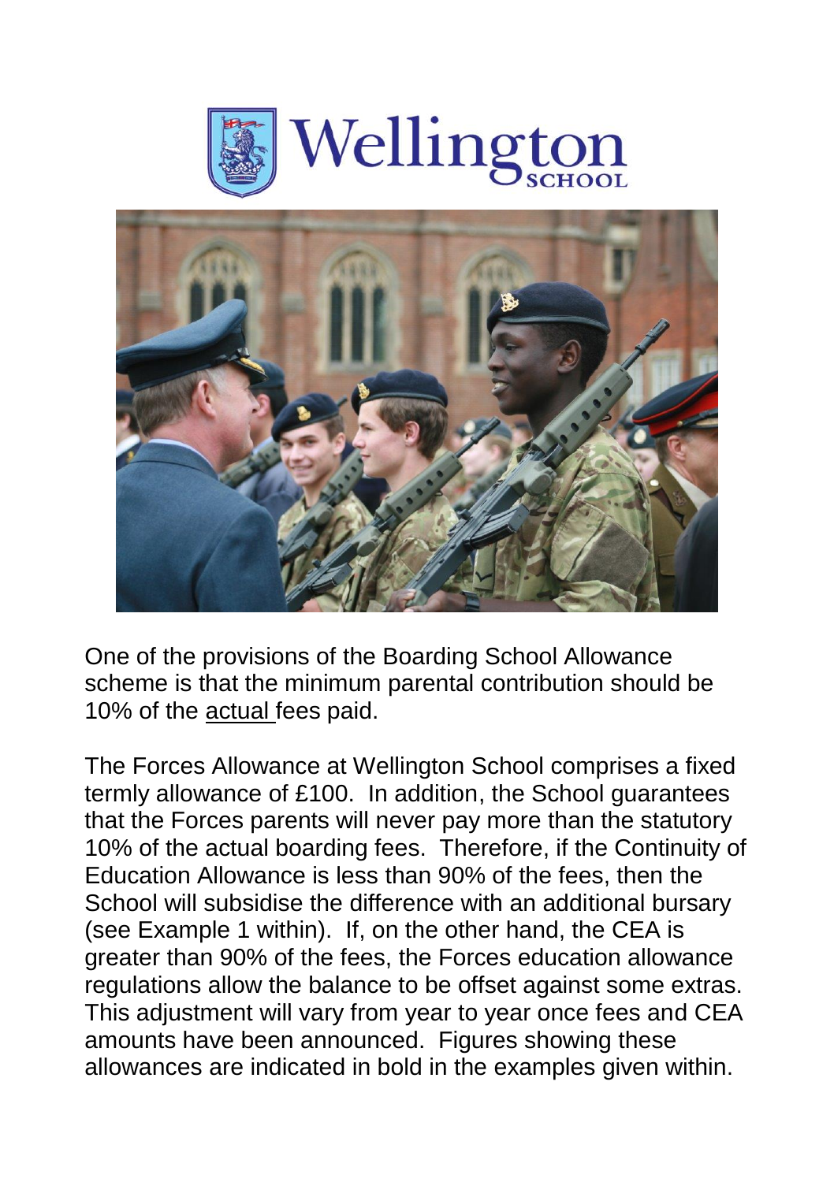Wellington SCHOOL

One of the provisions of the Boarding School Allowance scheme is that the minimum parental contribution should be 10% of the actual fees paid.

The Forces Allowance at Wellington School comprises a fixed termly allowance of £100. In addition, the School guarantees that the Forces parents will never pay more than the statutory 10% of the actual boarding fees. Therefore, if the Continuity of Education Allowance is less than 90% of the fees, then the School will subsidise the difference with an additional bursary (see Example 1 within). If, on the other hand, the CEA is greater than 90% of the fees, the Forces education allowance regulations allow the balance to be offset against some extras. This adjustment will vary from year to year once fees and CEA amounts have been announced. Figures showing these allowances are indicated in bold in the examples given within.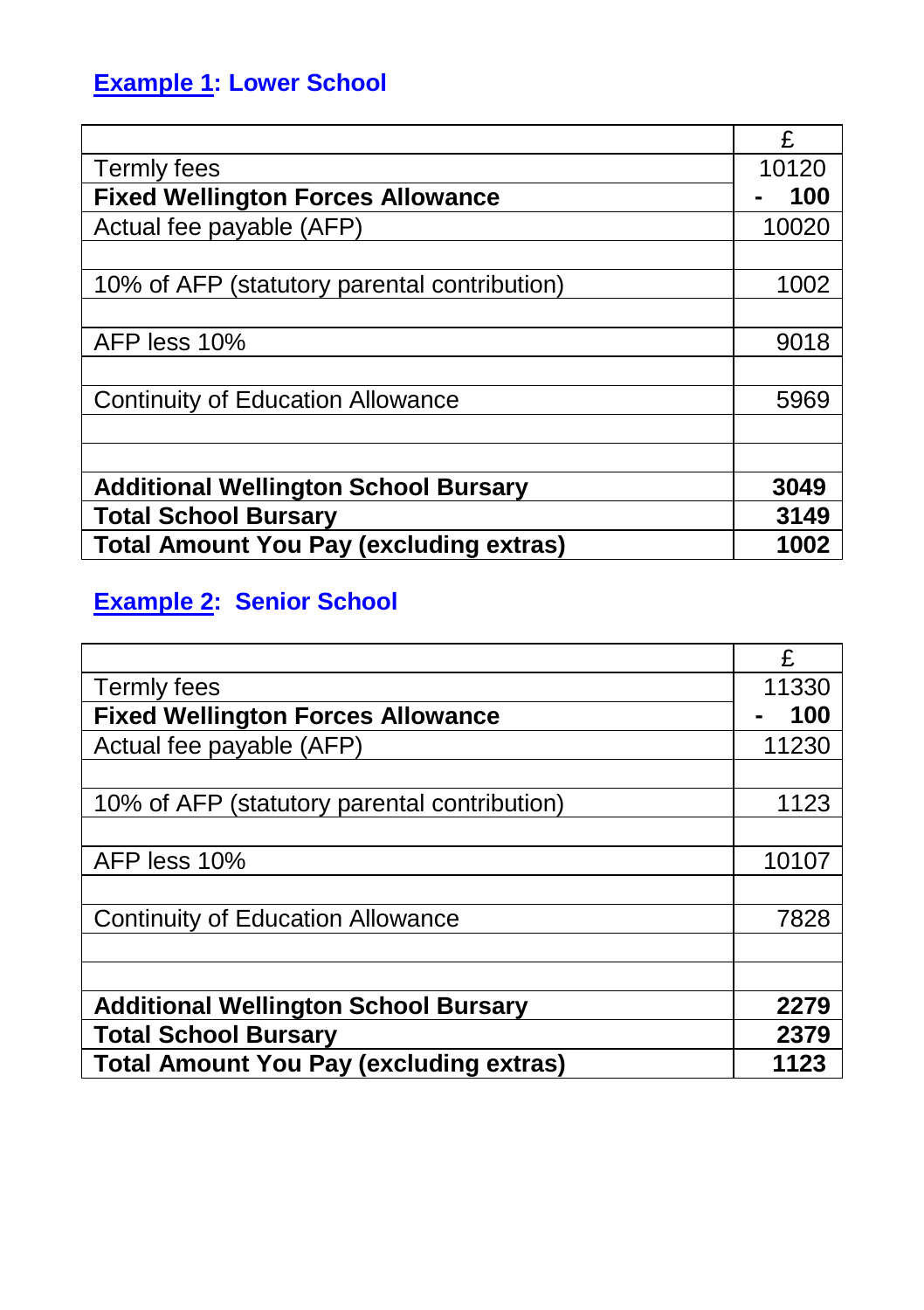## Example 1: Lower School

| | £ |
|---|---|
| Termly fees | 10120 |
| **Fixed Wellington Forces Allowance** | **- 100** |
| Actual fee payable (AFP) | 10020 |
| | |
| 10% of AFP (statutory parental contribution) | 1002 |
| | |
| AFP less 10% | 9018 |
| | |
| Continuity of Education Allowance | 5969 |
| | |
| | |
| **Additional Wellington School Bursary** | **3049** |
| **Total School Bursary** | **3149** |
| **Total Amount You Pay (excluding extras)** | **1002** |

## Example 2: Senior School

| | £ |
|---|---|
| Termly fees | 11330 |
| **Fixed Wellington Forces Allowance** | **- 100** |
| Actual fee payable (AFP) | 11230 |
| | |
| 10% of AFP (statutory parental contribution) | 1123 |
| | |
| AFP less 10% | 10107 |
| | |
| Continuity of Education Allowance | 7828 |
| | |
| | |
| **Additional Wellington School Bursary** | **2279** |
| **Total School Bursary** | **2379** |
| **Total Amount You Pay (excluding extras)** | **1123** |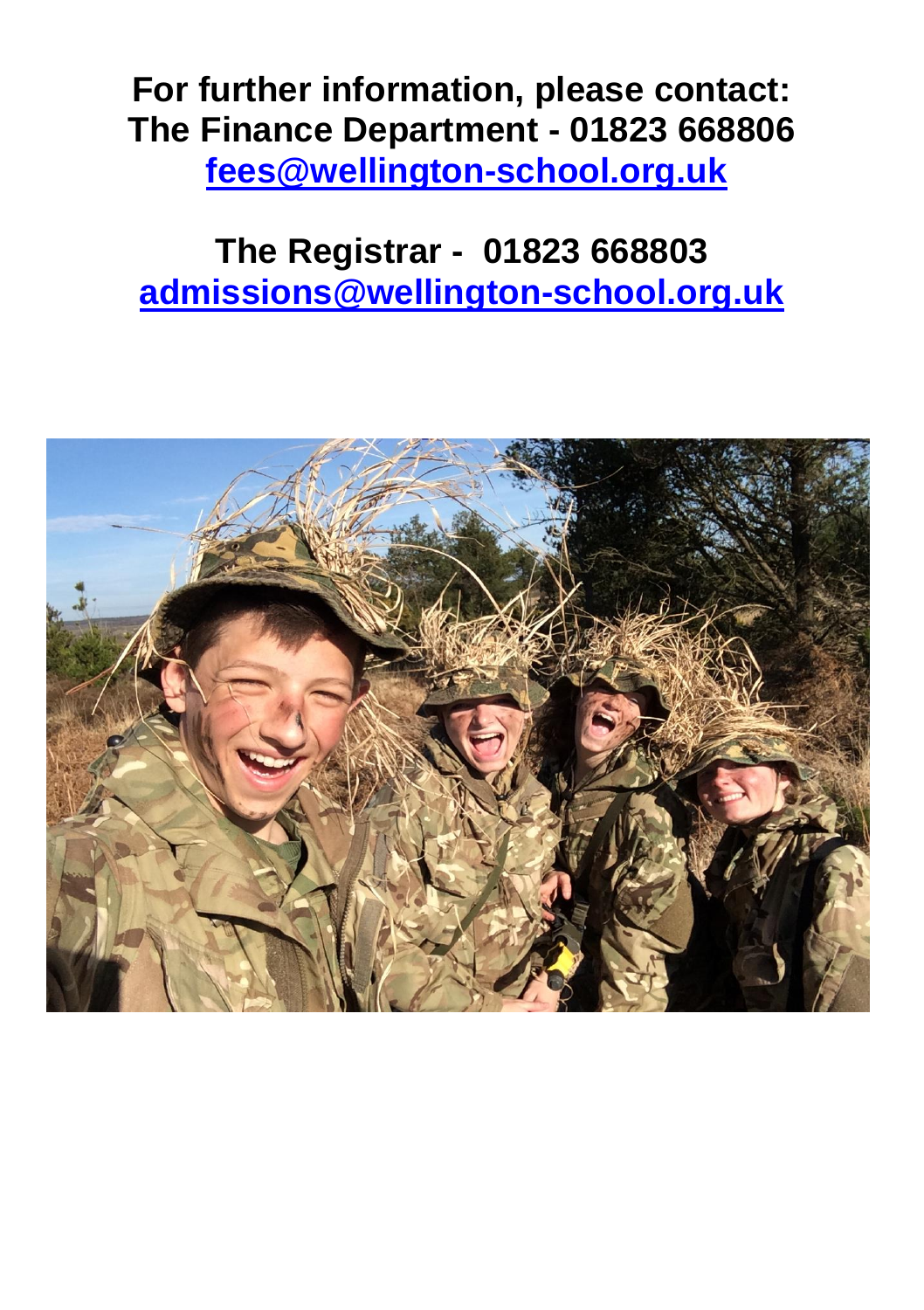**For further information, please contact:**
**The Finance Department - 01823 668806**
**[fees@wellington-school.org.uk](mailto:fees@wellington-school.org.uk)**

**The Registrar - 01823 668803**
**[admissions@wellington-school.org.uk](mailto:admissions@wellington-school.org.uk)**